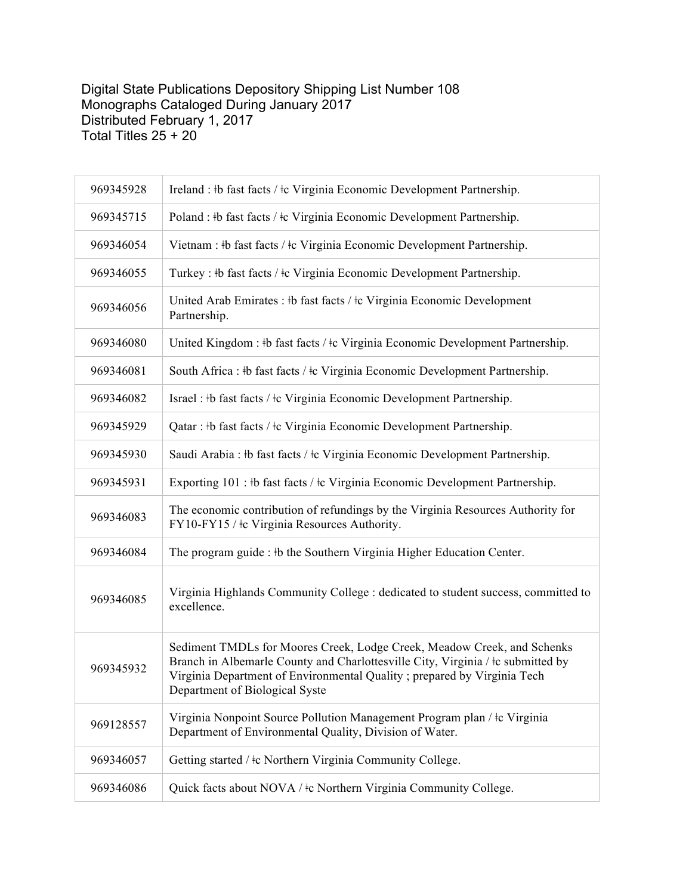Digital State Publications Depository Shipping List Number 108
Monographs Cataloged During January 2017
Distributed February 1, 2017
Total Titles 25 + 20

| | |
|---|---|
| 969345928 | Ireland : ǂb fast facts / ǂc Virginia Economic Development Partnership. |
| 969345715 | Poland : ǂb fast facts / ǂc Virginia Economic Development Partnership. |
| 969346054 | Vietnam : ǂb fast facts / ǂc Virginia Economic Development Partnership. |
| 969346055 | Turkey : ǂb fast facts / ǂc Virginia Economic Development Partnership. |
| 969346056 | United Arab Emirates : ǂb fast facts / ǂc Virginia Economic Development Partnership. |
| 969346080 | United Kingdom : ǂb fast facts / ǂc Virginia Economic Development Partnership. |
| 969346081 | South Africa : ǂb fast facts / ǂc Virginia Economic Development Partnership. |
| 969346082 | Israel : ǂb fast facts / ǂc Virginia Economic Development Partnership. |
| 969345929 | Qatar : ǂb fast facts / ǂc Virginia Economic Development Partnership. |
| 969345930 | Saudi Arabia : ǂb fast facts / ǂc Virginia Economic Development Partnership. |
| 969345931 | Exporting 101 : ǂb fast facts / ǂc Virginia Economic Development Partnership. |
| 969346083 | The economic contribution of refundings by the Virginia Resources Authority for FY10-FY15 / ǂc Virginia Resources Authority. |
| 969346084 | The program guide : ǂb the Southern Virginia Higher Education Center. |
| 969346085 | Virginia Highlands Community College : dedicated to student success, committed to excellence. |
| 969345932 | Sediment TMDLs for Moores Creek, Lodge Creek, Meadow Creek, and Schenks Branch in Albemarle County and Charlottesville City, Virginia / ǂc submitted by Virginia Department of Environmental Quality ; prepared by Virginia Tech Department of Biological Syste |
| 969128557 | Virginia Nonpoint Source Pollution Management Program plan / ǂc Virginia Department of Environmental Quality, Division of Water. |
| 969346057 | Getting started / ǂc Northern Virginia Community College. |
| 969346086 | Quick facts about NOVA / ǂc Northern Virginia Community College. |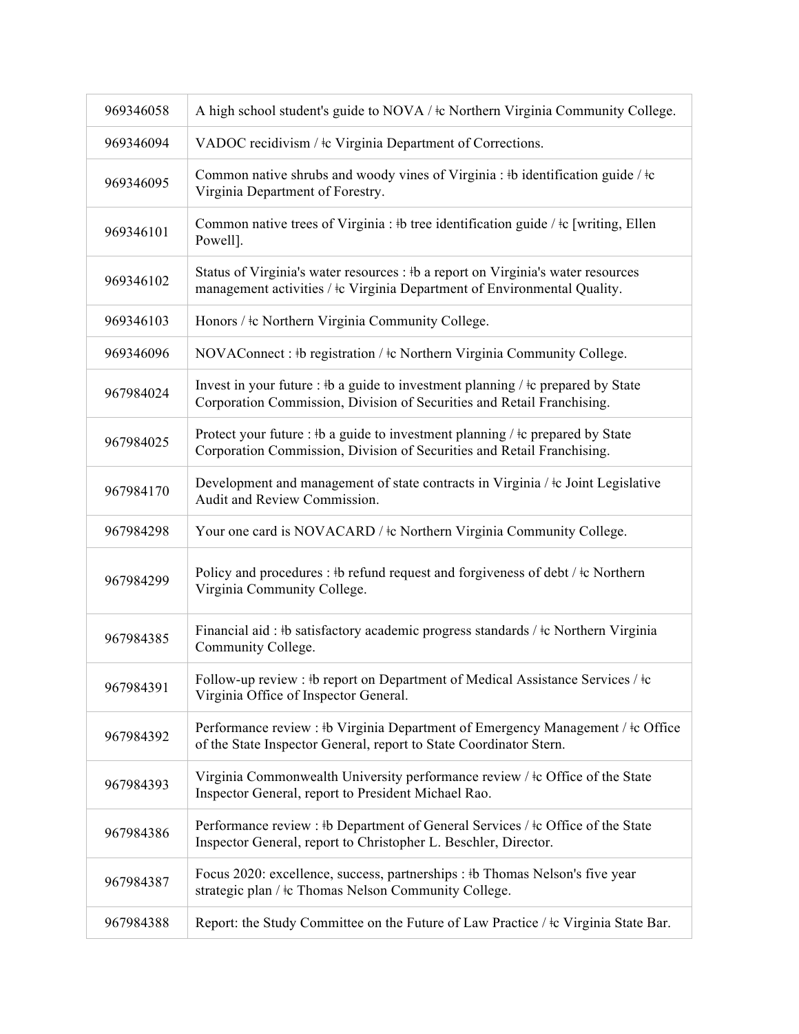| | |
|---|---|
| 969346058 | A high school student's guide to NOVA / ǂc Northern Virginia Community College. |
| 969346094 | VADOC recidivism / ǂc Virginia Department of Corrections. |
| 969346095 | Common native shrubs and woody vines of Virginia : ǂb identification guide / ǂc Virginia Department of Forestry. |
| 969346101 | Common native trees of Virginia : ǂb tree identification guide / ǂc [writing, Ellen Powell]. |
| 969346102 | Status of Virginia's water resources : ǂb a report on Virginia's water resources management activities / ǂc Virginia Department of Environmental Quality. |
| 969346103 | Honors / ǂc Northern Virginia Community College. |
| 969346096 | NOVAConnect : ǂb registration / ǂc Northern Virginia Community College. |
| 967984024 | Invest in your future : ǂb a guide to investment planning / ǂc prepared by State Corporation Commission, Division of Securities and Retail Franchising. |
| 967984025 | Protect your future : ǂb a guide to investment planning / ǂc prepared by State Corporation Commission, Division of Securities and Retail Franchising. |
| 967984170 | Development and management of state contracts in Virginia / ǂc Joint Legislative Audit and Review Commission. |
| 967984298 | Your one card is NOVACARD / ǂc Northern Virginia Community College. |
| 967984299 | Policy and procedures : ǂb refund request and forgiveness of debt / ǂc Northern Virginia Community College. |
| 967984385 | Financial aid : ǂb satisfactory academic progress standards / ǂc Northern Virginia Community College. |
| 967984391 | Follow-up review : ǂb report on Department of Medical Assistance Services / ǂc Virginia Office of Inspector General. |
| 967984392 | Performance review : ǂb Virginia Department of Emergency Management / ǂc Office of the State Inspector General, report to State Coordinator Stern. |
| 967984393 | Virginia Commonwealth University performance review / ǂc Office of the State Inspector General, report to President Michael Rao. |
| 967984386 | Performance review : ǂb Department of General Services / ǂc Office of the State Inspector General, report to Christopher L. Beschler, Director. |
| 967984387 | Focus 2020: excellence, success, partnerships : ǂb Thomas Nelson's five year strategic plan / ǂc Thomas Nelson Community College. |
| 967984388 | Report: the Study Committee on the Future of Law Practice / ǂc Virginia State Bar. |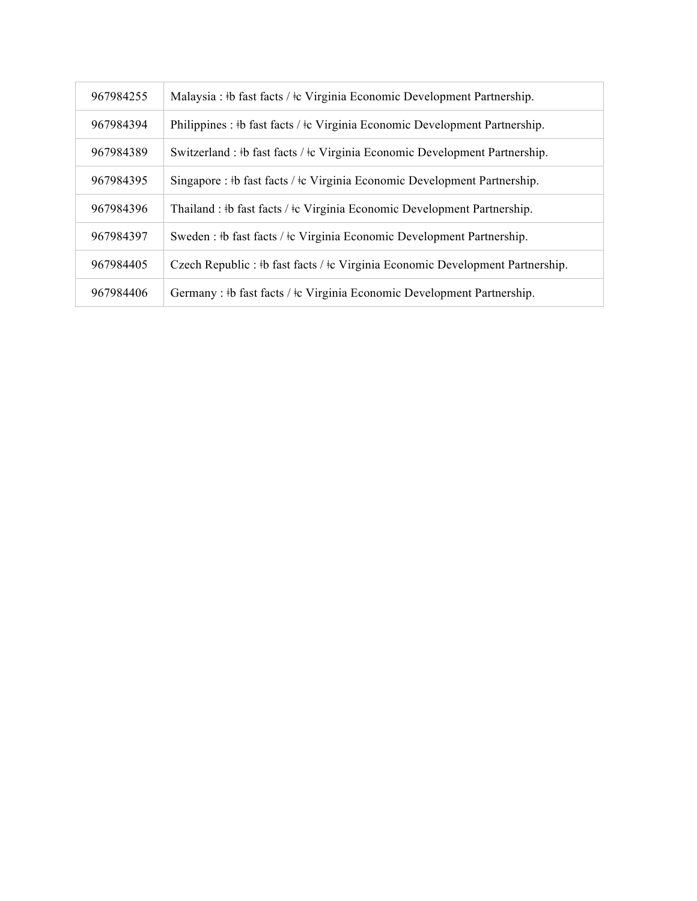| | |
|---|---|
| 967984255 | Malaysia : ǂb fast facts / ǂc Virginia Economic Development Partnership. |
| 967984394 | Philippines : ǂb fast facts / ǂc Virginia Economic Development Partnership. |
| 967984389 | Switzerland : ǂb fast facts / ǂc Virginia Economic Development Partnership. |
| 967984395 | Singapore : ǂb fast facts / ǂc Virginia Economic Development Partnership. |
| 967984396 | Thailand : ǂb fast facts / ǂc Virginia Economic Development Partnership. |
| 967984397 | Sweden : ǂb fast facts / ǂc Virginia Economic Development Partnership. |
| 967984405 | Czech Republic : ǂb fast facts / ǂc Virginia Economic Development Partnership. |
| 967984406 | Germany : ǂb fast facts / ǂc Virginia Economic Development Partnership. |